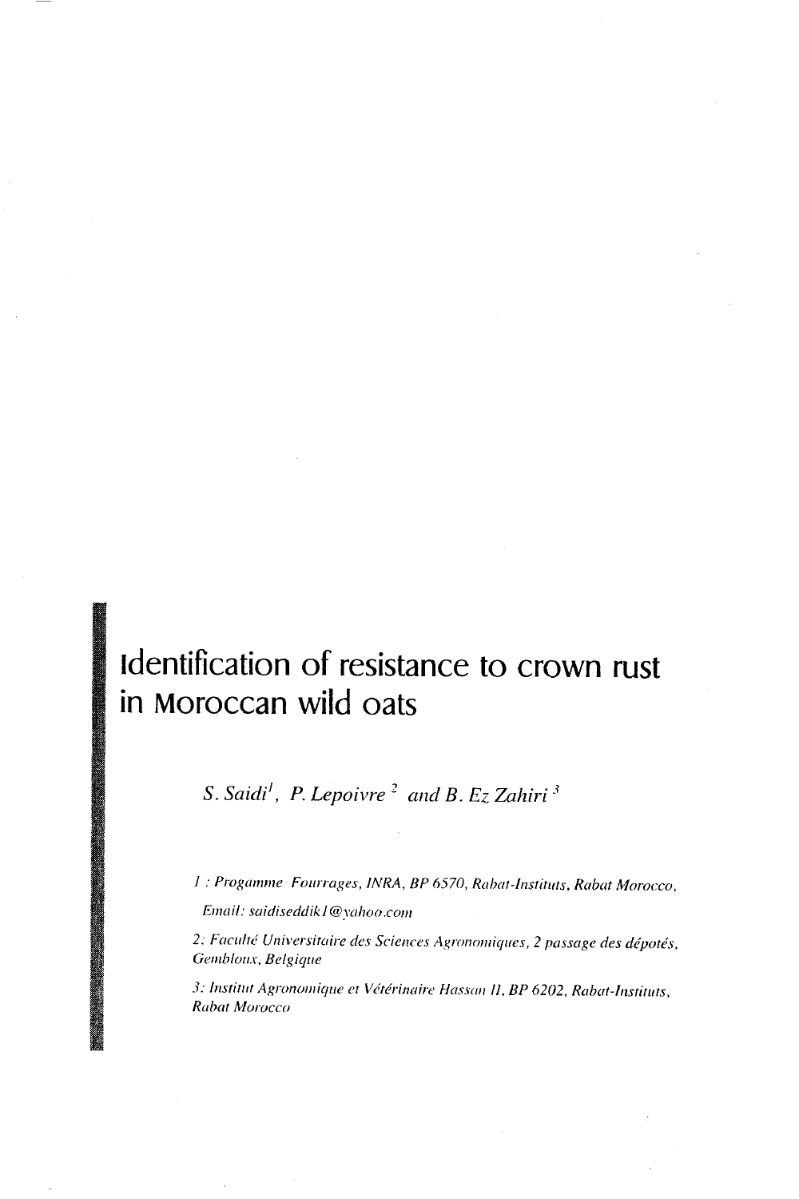# Identification of resistance to crown rust in Moroccan wild oats

*S. Saidi[1], P. Lepoivre[2] and B. Ez Zahiri[3]*

*1 : Progamme Fourrages, INRA, BP 6570, Rabat-Instituts, Rabat Morocco,*

*Email: saidiseddik1@yahoo.com*

*2: Faculté Universitaire des Sciences Agronomiques, 2 passage des dépotés, Gembloux, Belgique*

*3: Institut Agronomique et Vétérinaire Hassan II, BP 6202, Rabat-Instituts, Rabat Morocco*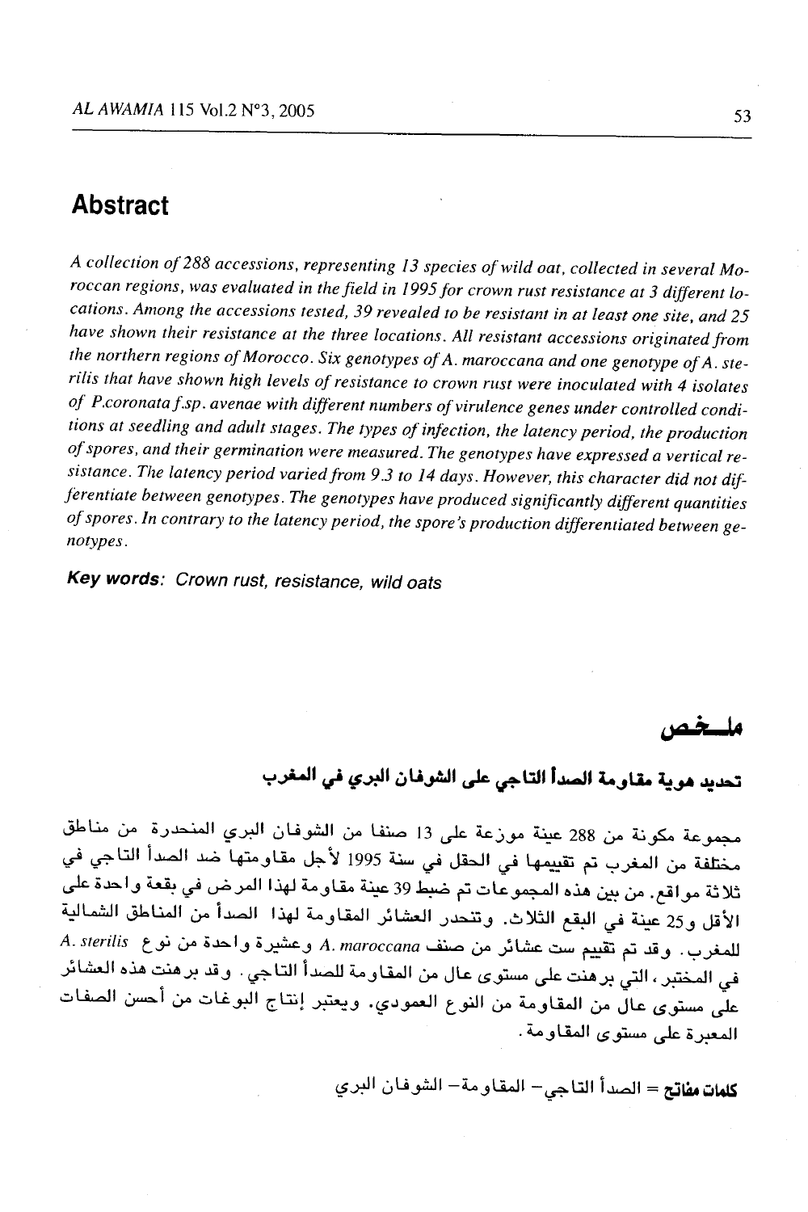## Abstract

*A collection of 288 accessions, representing 13 species of wild oat, collected in several Moroccan regions, was evaluated in the field in 1995 for crown rust resistance at 3 different locations. Among the accessions tested, 39 revealed to be resistant in at least one site, and 25 have shown their resistance at the three locations. All resistant accessions originated from the northern regions of Morocco. Six genotypes of A. maroccana and one genotype of A. sterilis that have shown high levels of resistance to crown rust were inoculated with 4 isolates of P.coronata f.sp. avenae with different numbers of virulence genes under controlled conditions at seedling and adult stages. The types of infection, the latency period, the production of spores, and their germination were measured. The genotypes have expressed a vertical resistance. The latency period varied from 9.3 to 14 days. However, this character did not differentiate between genotypes. The genotypes have produced significantly different quantities of spores. In contrary to the latency period, the spore's production differentiated between genotypes.*

***Key words:*** *Crown rust, resistance, wild oats*

## ملخص

### تحديد هوية مقاومة الصدأ التاجي على الشوفان البري في المغرب

مجموعة مكونة من 288 عينة موزعة على 13 صنفا من الشوفان البري المنحدرة من مناطق مختلفة من المغرب تم تقييمها في الحقل في سنة 1995 لأجل مقاومتها ضد الصدأ التاجي في ثلاثة مواقع. من بين هذه المجموعات تم ضبط 39 عينة مقاومة لهذا المرض في بقعة واحدة على الأقل و25 عينة في البقع الثلاث. وتنحدر العشائر المقاومة لهذا الصدأ من المناطق الشمالية للمغرب. وقد تم تقييم ست عشائر من صنف *A. maroccana* وعشيرة واحدة من نوع *A. sterilis* في المختبر، التي برهنت على مستوى عال من المقاومة للصدأ التاجي. وقد برهنت هذه العشائر على مستوى عال من المقاومة من النوع العمودي. ويعتبر إنتاج البوغات من أحسن الصفات المعبرة على مستوى المقاومة.

**كلمات مفاتح** = الصدأ التاجي– المقاومة– الشوفان البري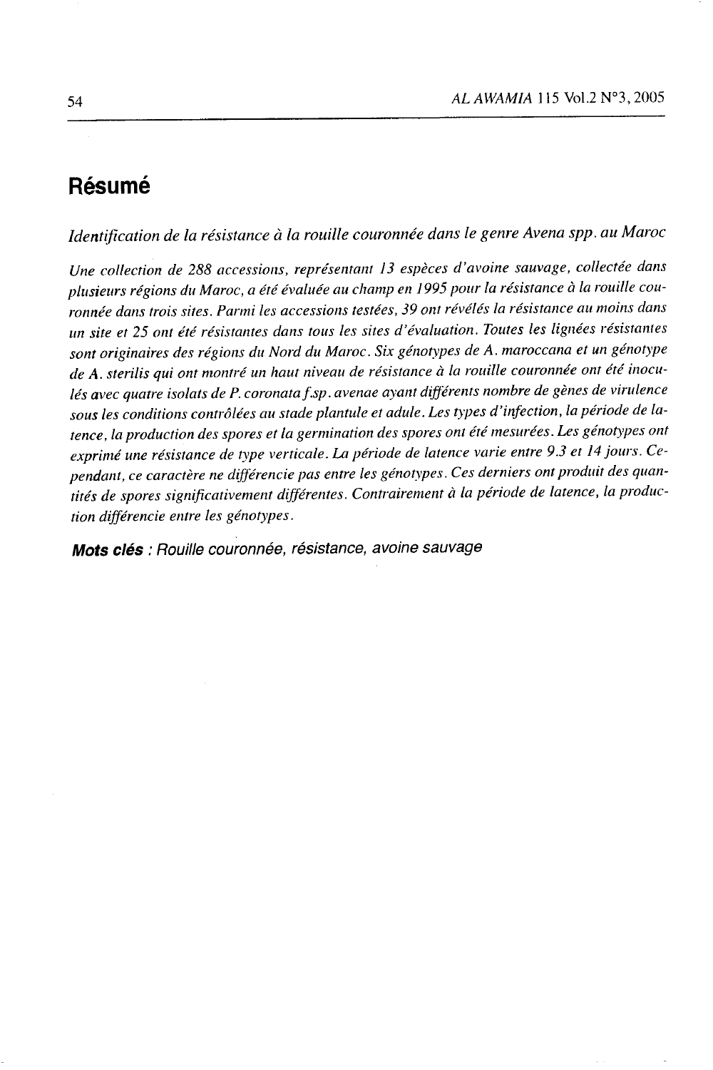# Résumé

*Identification de la résistance à la rouille couronnée dans le genre Avena spp. au Maroc*

*Une collection de 288 accessions, représentant 13 espèces d'avoine sauvage, collectée dans plusieurs régions du Maroc, a été évaluée au champ en 1995 pour la résistance à la rouille couronnée dans trois sites. Parmi les accessions testées, 39 ont révélés la résistance au moins dans un site et 25 ont été résistantes dans tous les sites d'évaluation. Toutes les lignées résistantes sont originaires des régions du Nord du Maroc. Six génotypes de A. maroccana et un génotype de A. sterilis qui ont montré un haut niveau de résistance à la rouille couronnée ont été inoculés avec quatre isolats de P. coronata f.sp. avenae ayant différents nombre de gènes de virulence sous les conditions contrôlées au stade plantule et adule. Les types d'infection, la période de latence, la production des spores et la germination des spores ont été mesurées. Les génotypes ont exprimé une résistance de type verticale. La période de latence varie entre 9.3 et 14 jours. Cependant, ce caractère ne différencie pas entre les génotypes. Ces derniers ont produit des quantités de spores significativement différentes. Contrairement à la période de latence, la production différencie entre les génotypes.*

***Mots clés** : Rouille couronnée, résistance, avoine sauvage*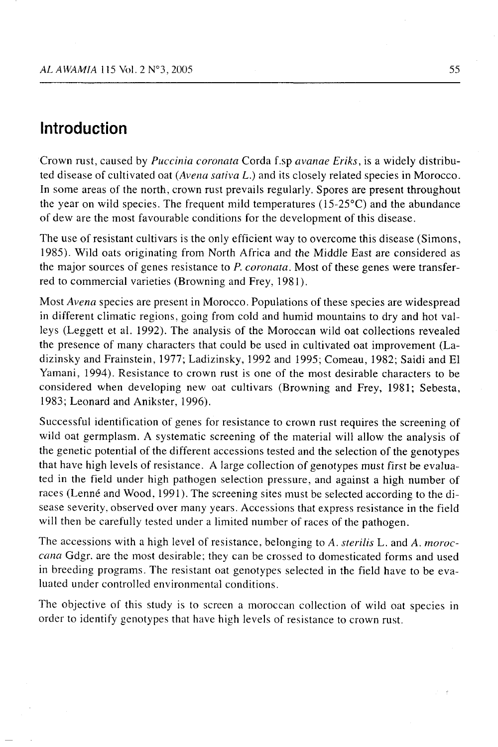# Introduction

Crown rust, caused by *Puccinia coronata* Corda f.sp *avanae Eriks*, is a widely distributed disease of cultivated oat (*Avena sativa L.*) and its closely related species in Morocco. In some areas of the north, crown rust prevails regularly. Spores are present throughout the year on wild species. The frequent mild temperatures (15-25°C) and the abundance of dew are the most favourable conditions for the development of this disease.

The use of resistant cultivars is the only efficient way to overcome this disease (Simons, 1985). Wild oats originating from North Africa and the Middle East are considered as the major sources of genes resistance to *P. coronata*. Most of these genes were transferred to commercial varieties (Browning and Frey, 1981).

Most *Avena* species are present in Morocco. Populations of these species are widespread in different climatic regions, going from cold and humid mountains to dry and hot valleys (Leggett et al. 1992). The analysis of the Moroccan wild oat collections revealed the presence of many characters that could be used in cultivated oat improvement (Ladizinsky and Frainstein, 1977; Ladizinsky, 1992 and 1995; Comeau, 1982; Saidi and El Yamani, 1994). Resistance to crown rust is one of the most desirable characters to be considered when developing new oat cultivars (Browning and Frey, 1981; Sebesta, 1983; Leonard and Anikster, 1996).

Successful identification of genes for resistance to crown rust requires the screening of wild oat germplasm. A systematic screening of the material will allow the analysis of the genetic potential of the different accessions tested and the selection of the genotypes that have high levels of resistance. A large collection of genotypes must first be evaluated in the field under high pathogen selection pressure, and against a high number of races (Lenné and Wood, 1991). The screening sites must be selected according to the disease severity, observed over many years. Accessions that express resistance in the field will then be carefully tested under a limited number of races of the pathogen.

The accessions with a high level of resistance, belonging to *A. sterilis* L. and *A. moroccana* Gdgr. are the most desirable; they can be crossed to domesticated forms and used in breeding programs. The resistant oat genotypes selected in the field have to be evaluated under controlled environmental conditions.

The objective of this study is to screen a moroccan collection of wild oat species in order to identify genotypes that have high levels of resistance to crown rust.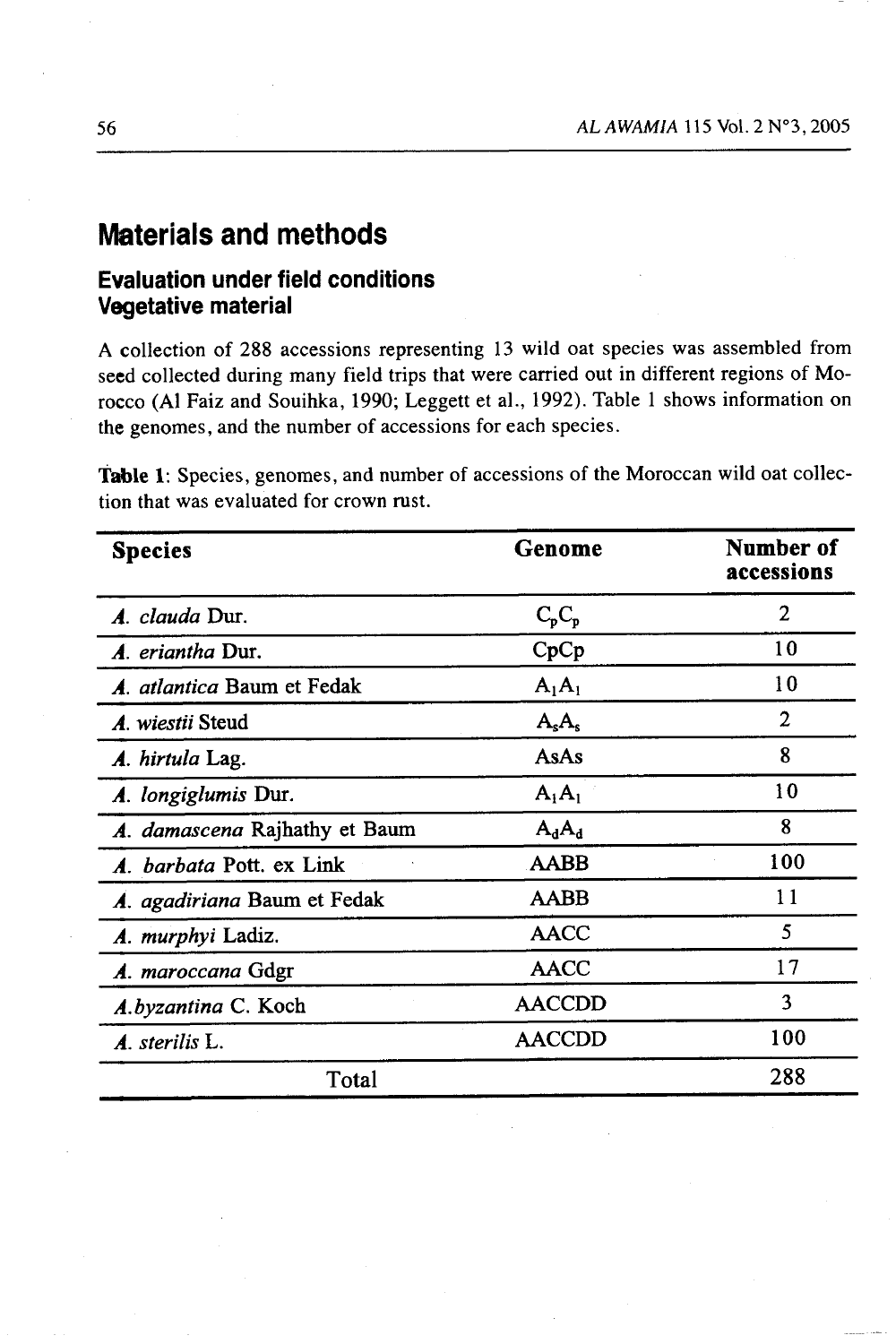# Materials and methods

## Evaluation under field conditions

### Vegetative material

A collection of 288 accessions representing 13 wild oat species was assembled from seed collected during many field trips that were carried out in different regions of Morocco (Al Faiz and Souihka, 1990; Leggett et al., 1992). Table 1 shows information on the genomes, and the number of accessions for each species.

**Table 1**: Species, genomes, and number of accessions of the Moroccan wild oat collection that was evaluated for crown rust.

| Species | Genome | Number of accessions |
|---|---|---|
| *A. clauda* Dur. | $C_pC_p$ | 2 |
| *A. eriantha* Dur. | CpCp | 10 |
| *A. atlantica* Baum et Fedak | $A_lA_l$ | 10 |
| *A. wiestii* Steud | $A_sA_s$ | 2 |
| *A. hirtula* Lag. | AsAs | 8 |
| *A. longiglumis* Dur. | $A_lA_l$ | 10 |
| *A. damascena* Rajhathy et Baum | $A_dA_d$ | 8 |
| *A. barbata* Pott. ex Link | AABB | 100 |
| *A. agadiriana* Baum et Fedak | AABB | 11 |
| *A. murphyi* Ladiz. | AACC | 5 |
| *A. maroccana* Gdgr | AACC | 17 |
| *A.byzantina* C. Koch | AACCDD | 3 |
| *A. sterilis* L. | AACCDD | 100 |
| Total | | 288 |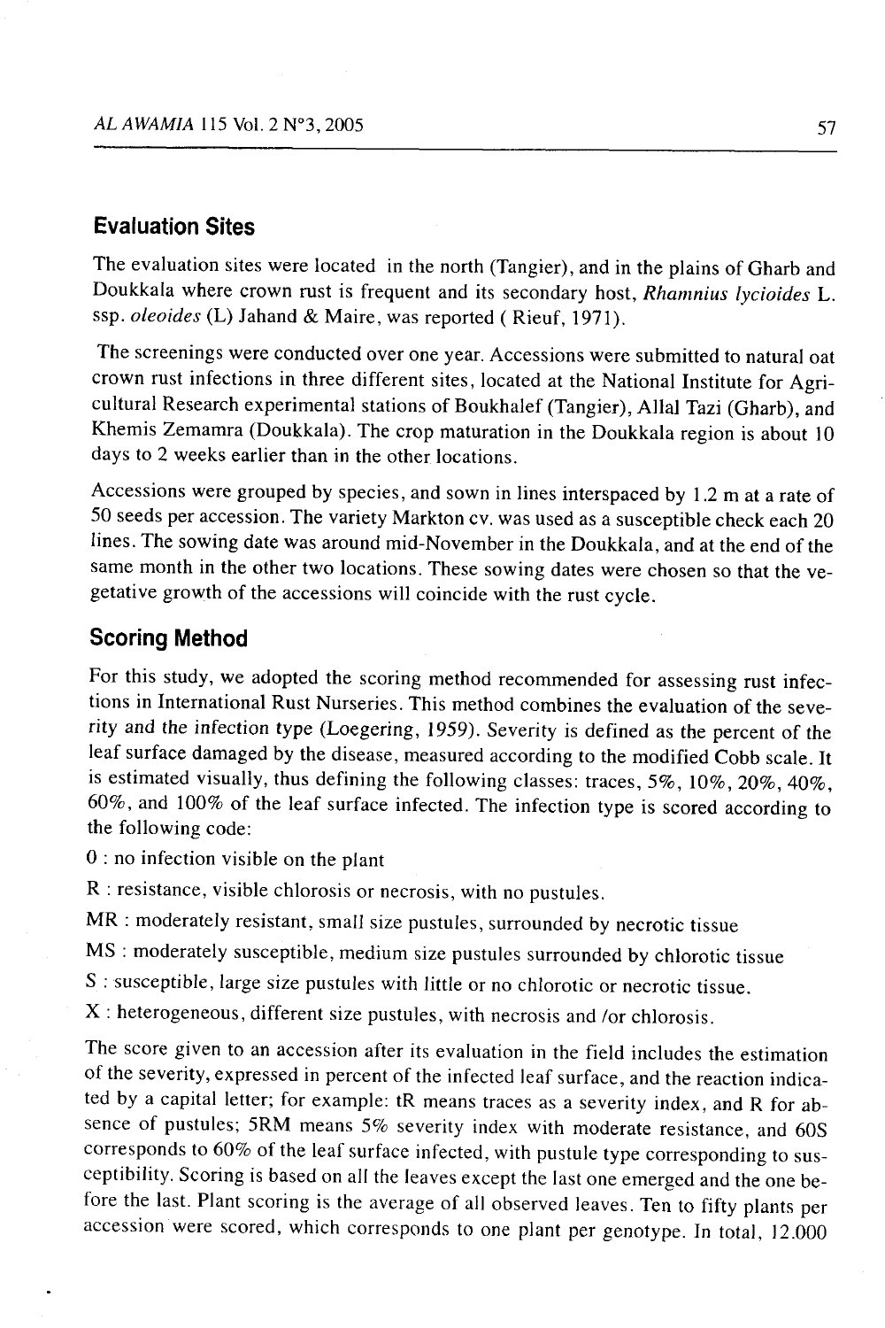## Evaluation Sites

The evaluation sites were located in the north (Tangier), and in the plains of Gharb and Doukkala where crown rust is frequent and its secondary host, *Rhamnius lycioides* L. ssp. *oleoides* (L) Jahand & Maire, was reported ( Rieuf, 1971).

The screenings were conducted over one year. Accessions were submitted to natural oat crown rust infections in three different sites, located at the National Institute for Agricultural Research experimental stations of Boukhalef (Tangier), Allal Tazi (Gharb), and Khemis Zemamra (Doukkala). The crop maturation in the Doukkala region is about 10 days to 2 weeks earlier than in the other locations.

Accessions were grouped by species, and sown in lines interspaced by 1.2 m at a rate of 50 seeds per accession. The variety Markton cv. was used as a susceptible check each 20 lines. The sowing date was around mid-November in the Doukkala, and at the end of the same month in the other two locations. These sowing dates were chosen so that the vegetative growth of the accessions will coincide with the rust cycle.

## Scoring Method

For this study, we adopted the scoring method recommended for assessing rust infections in International Rust Nurseries. This method combines the evaluation of the severity and the infection type (Loegering, 1959). Severity is defined as the percent of the leaf surface damaged by the disease, measured according to the modified Cobb scale. It is estimated visually, thus defining the following classes: traces, 5%, 10%, 20%, 40%, 60%, and 100% of the leaf surface infected. The infection type is scored according to the following code:

0 : no infection visible on the plant

R : resistance, visible chlorosis or necrosis, with no pustules.

MR : moderately resistant, small size pustules, surrounded by necrotic tissue

MS : moderately susceptible, medium size pustules surrounded by chlorotic tissue

S : susceptible, large size pustules with little or no chlorotic or necrotic tissue.

X : heterogeneous, different size pustules, with necrosis and /or chlorosis.

The score given to an accession after its evaluation in the field includes the estimation of the severity, expressed in percent of the infected leaf surface, and the reaction indicated by a capital letter; for example: tR means traces as a severity index, and R for absence of pustules; 5RM means 5% severity index with moderate resistance, and 60S corresponds to 60% of the leaf surface infected, with pustule type corresponding to susceptibility. Scoring is based on all the leaves except the last one emerged and the one before the last. Plant scoring is the average of all observed leaves. Ten to fifty plants per accession were scored, which corresponds to one plant per genotype. In total, 12.000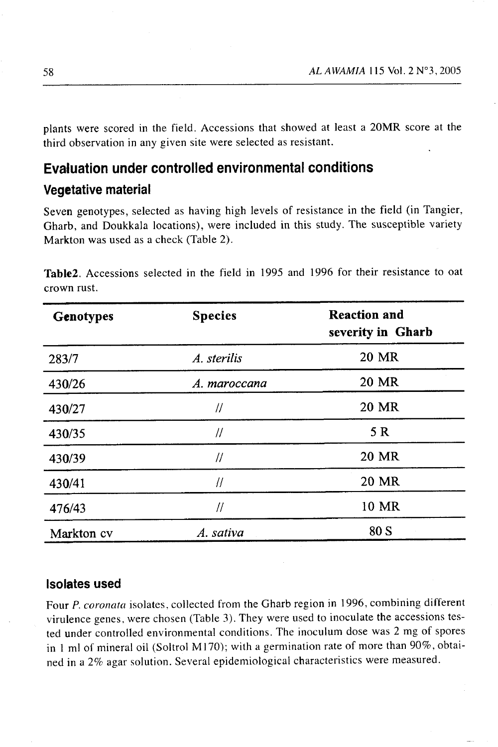plants were scored in the field. Accessions that showed at least a 20MR score at the third observation in any given site were selected as resistant.

## Evaluation under controlled environmental conditions

### Vegetative material

Seven genotypes, selected as having high levels of resistance in the field (in Tangier, Gharb, and Doukkala locations), were included in this study. The susceptible variety Markton was used as a check (Table 2).

**Table2.** Accessions selected in the field in 1995 and 1996 for their resistance to oat crown rust.

| Genotypes | Species | Reaction and severity in Gharb |
|---|---|---|
| 283/7 | *A. sterilis* | 20 MR |
| 430/26 | *A. maroccana* | 20 MR |
| 430/27 | // | 20 MR |
| 430/35 | // | 5 R |
| 430/39 | // | 20 MR |
| 430/41 | // | 20 MR |
| 476/43 | // | 10 MR |
| Markton cv | *A. sativa* | 80 S |

### Isolates used

Four *P. coronata* isolates, collected from the Gharb region in 1996, combining different virulence genes, were chosen (Table 3). They were used to inoculate the accessions tested under controlled environmental conditions. The inoculum dose was 2 mg of spores in 1 ml of mineral oil (Soltrol M170); with a germination rate of more than 90%, obtained in a 2% agar solution. Several epidemiological characteristics were measured.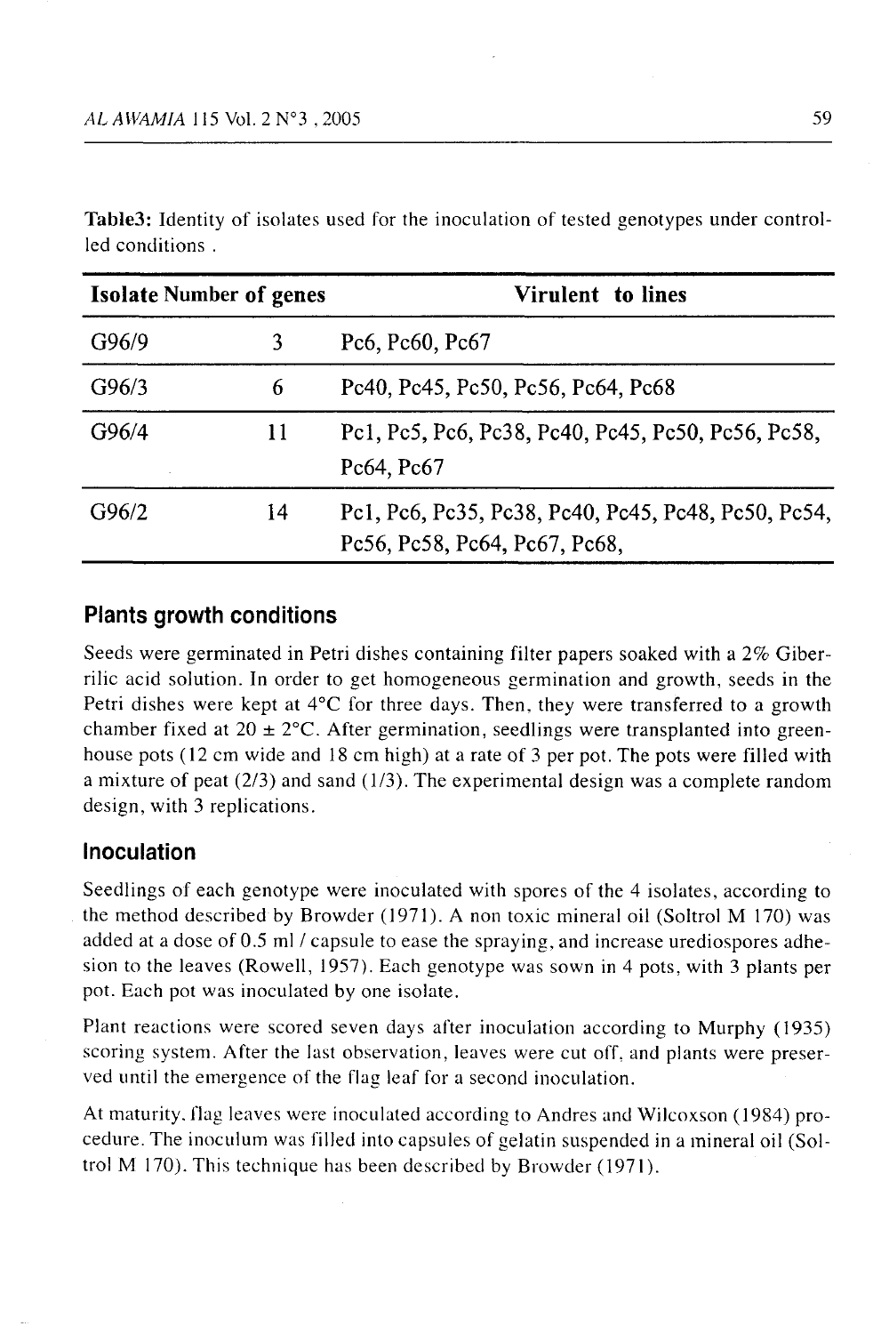**Table3:** Identity of isolates used for the inoculation of tested genotypes under controlled conditions .

| Isolate | Number of genes | Virulent to lines |
|---|---|---|
| G96/9 | 3 | Pc6, Pc60, Pc67 |
| G96/3 | 6 | Pc40, Pc45, Pc50, Pc56, Pc64, Pc68 |
| G96/4 | 11 | Pc1, Pc5, Pc6, Pc38, Pc40, Pc45, Pc50, Pc56, Pc58, Pc64, Pc67 |
| G96/2 | 14 | Pc1, Pc6, Pc35, Pc38, Pc40, Pc45, Pc48, Pc50, Pc54, Pc56, Pc58, Pc64, Pc67, Pc68, |

## Plants growth conditions

Seeds were germinated in Petri dishes containing filter papers soaked with a 2% Giberrilic acid solution. In order to get homogeneous germination and growth, seeds in the Petri dishes were kept at 4°C for three days. Then, they were transferred to a growth chamber fixed at 20 ± 2°C. After germination, seedlings were transplanted into greenhouse pots (12 cm wide and 18 cm high) at a rate of 3 per pot. The pots were filled with a mixture of peat (2/3) and sand (1/3). The experimental design was a complete random design, with 3 replications.

## Inoculation

Seedlings of each genotype were inoculated with spores of the 4 isolates, according to the method described by Browder (1971). A non toxic mineral oil (Soltrol M 170) was added at a dose of 0.5 ml / capsule to ease the spraying, and increase urediospores adhesion to the leaves (Rowell, 1957). Each genotype was sown in 4 pots, with 3 plants per pot. Each pot was inoculated by one isolate.

Plant reactions were scored seven days after inoculation according to Murphy (1935) scoring system. After the last observation, leaves were cut off, and plants were preserved until the emergence of the flag leaf for a second inoculation.

At maturity, flag leaves were inoculated according to Andres and Wilcoxson (1984) procedure. The inoculum was filled into capsules of gelatin suspended in a mineral oil (Soltrol M 170). This technique has been described by Browder (1971).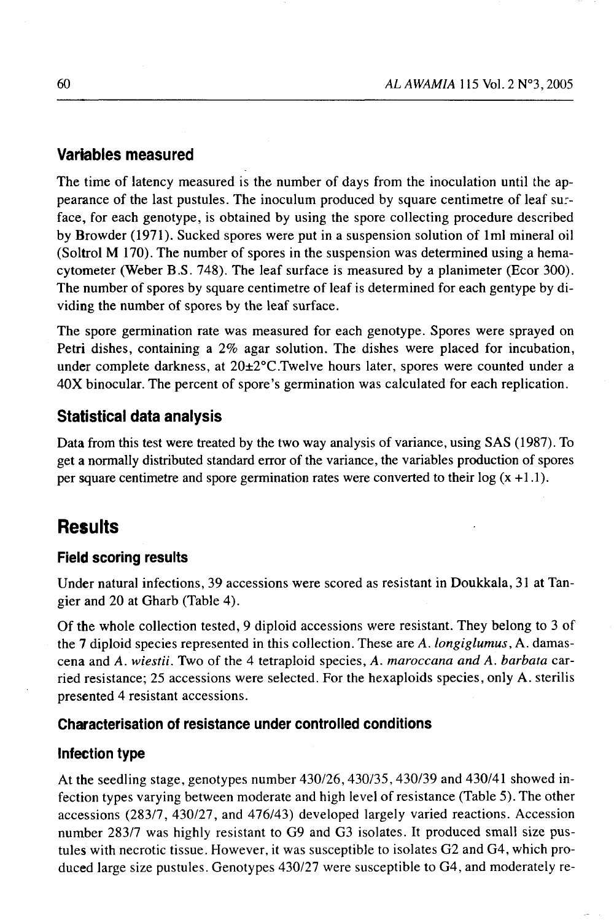### Variables measured

The time of latency measured is the number of days from the inoculation until the appearance of the last pustules. The inoculum produced by square centimetre of leaf surface, for each genotype, is obtained by using the spore collecting procedure described by Browder (1971). Sucked spores were put in a suspension solution of 1ml mineral oil (Soltrol M 170). The number of spores in the suspension was determined using a hemacytometer (Weber B.S. 748). The leaf surface is measured by a planimeter (Ecor 300). The number of spores by square centimetre of leaf is determined for each gentype by dividing the number of spores by the leaf surface.

The spore germination rate was measured for each genotype. Spores were sprayed on Petri dishes, containing a 2% agar solution. The dishes were placed for incubation, under complete darkness, at 20±2°C.Twelve hours later, spores were counted under a 40X binocular. The percent of spore's germination was calculated for each replication.

### Statistical data analysis

Data from this test were treated by the two way analysis of variance, using SAS (1987). To get a normally distributed standard error of the variance, the variables production of spores per square centimetre and spore germination rates were converted to their log (x +1.1).

## Results

### Field scoring results

Under natural infections, 39 accessions were scored as resistant in Doukkala, 31 at Tangier and 20 at Gharb (Table 4).

Of the whole collection tested, 9 diploid accessions were resistant. They belong to 3 of the 7 diploid species represented in this collection. These are *A. longiglumus*, A. damascena and *A. wiestii*. Two of the 4 tetraploid species, *A. maroccana and A. barbata* carried resistance; 25 accessions were selected. For the hexaploids species, only A. sterilis presented 4 resistant accessions.

### Characterisation of resistance under controlled conditions

### Infection type

At the seedling stage, genotypes number 430/26, 430/35, 430/39 and 430/41 showed infection types varying between moderate and high level of resistance (Table 5). The other accessions (283/7, 430/27, and 476/43) developed largely varied reactions. Accession number 283/7 was highly resistant to G9 and G3 isolates. It produced small size pustules with necrotic tissue. However, it was susceptible to isolates G2 and G4, which produced large size pustules. Genotypes 430/27 were susceptible to G4, and moderately re-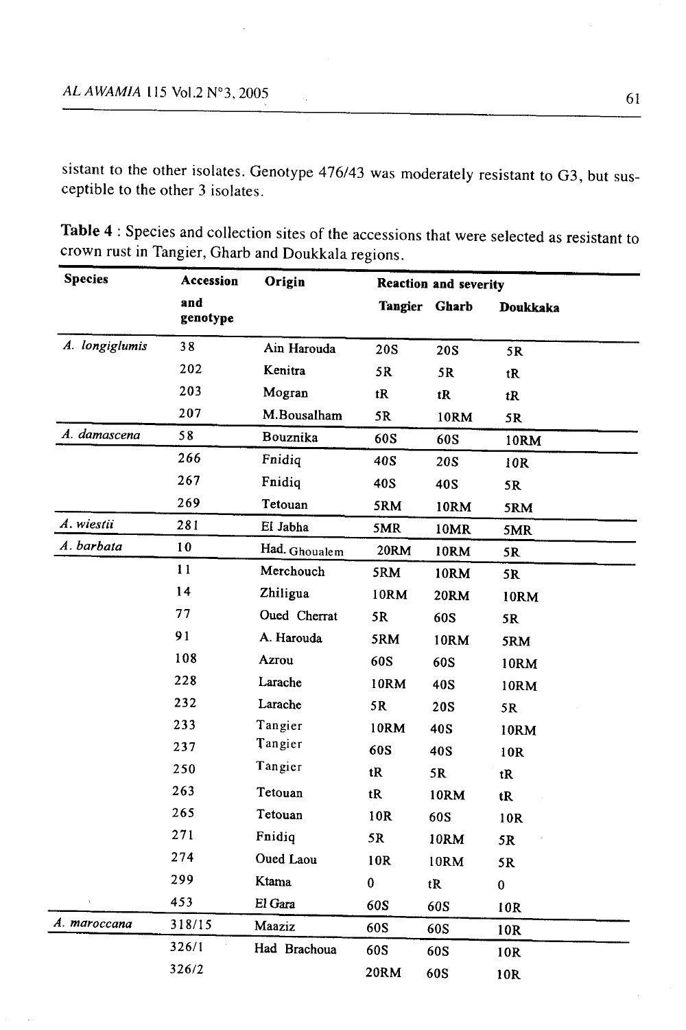sistant to the other isolates. Genotype 476/43 was moderately resistant to G3, but susceptible to the other 3 isolates.

**Table 4** : Species and collection sites of the accessions that were selected as resistant to crown rust in Tangier, Gharb and Doukkala regions.

| Species | Accession and genotype | Origin | Reaction and severity | | |
|---|---|---|---|---|---|
| | | | Tangier | Gharb | Doukkaka |
| *A. longiglumis* | 38 | Ain Harouda | 20S | 20S | 5R |
| | 202 | Kenitra | 5R | 5R | tR |
| | 203 | Mogran | tR | tR | tR |
| | 207 | M.Bousalham | 5R | 10RM | 5R |
| *A. damascena* | 58 | Bouznika | 60S | 60S | 10RM |
| | 266 | Fnidiq | 40S | 20S | 10R |
| | 267 | Fnidiq | 40S | 40S | 5R |
| | 269 | Tetouan | 5RM | 10RM | 5RM |
| *A. wiestii* | 281 | El Jabha | 5MR | 10MR | 5MR |
| *A. barbata* | 10 | Had. Ghoualem | 20RM | 10RM | 5R |
| | 11 | Merchouch | 5RM | 10RM | 5R |
| | 14 | Zhiligua | 10RM | 20RM | 10RM |
| | 77 | Oued Cherrat | 5R | 60S | 5R |
| | 91 | A. Harouda | 5RM | 10RM | 5RM |
| | 108 | Azrou | 60S | 60S | 10RM |
| | 228 | Larache | 10RM | 40S | 10RM |
| | 232 | Larache | 5R | 20S | 5R |
| | 233 | Tangier | 10RM | 40S | 10RM |
| | 237 | Tangier | 60S | 40S | 10R |
| | 250 | Tangier | tR | 5R | tR |
| | 263 | Tetouan | tR | 10RM | tR |
| | 265 | Tetouan | 10R | 60S | 10R |
| | 271 | Fnidiq | 5R | 10RM | 5R |
| | 274 | Oued Laou | 10R | 10RM | 5R |
| | 299 | Ktama | 0 | tR | 0 |
| | 453 | El Gara | 60S | 60S | 10R |
| *A. maroccana* | 318/15 | Maaziz | 60S | 60S | 10R |
| | 326/1 | Had Brachoua | 60S | 60S | 10R |
| | 326/2 | | 20RM | 60S | 10R |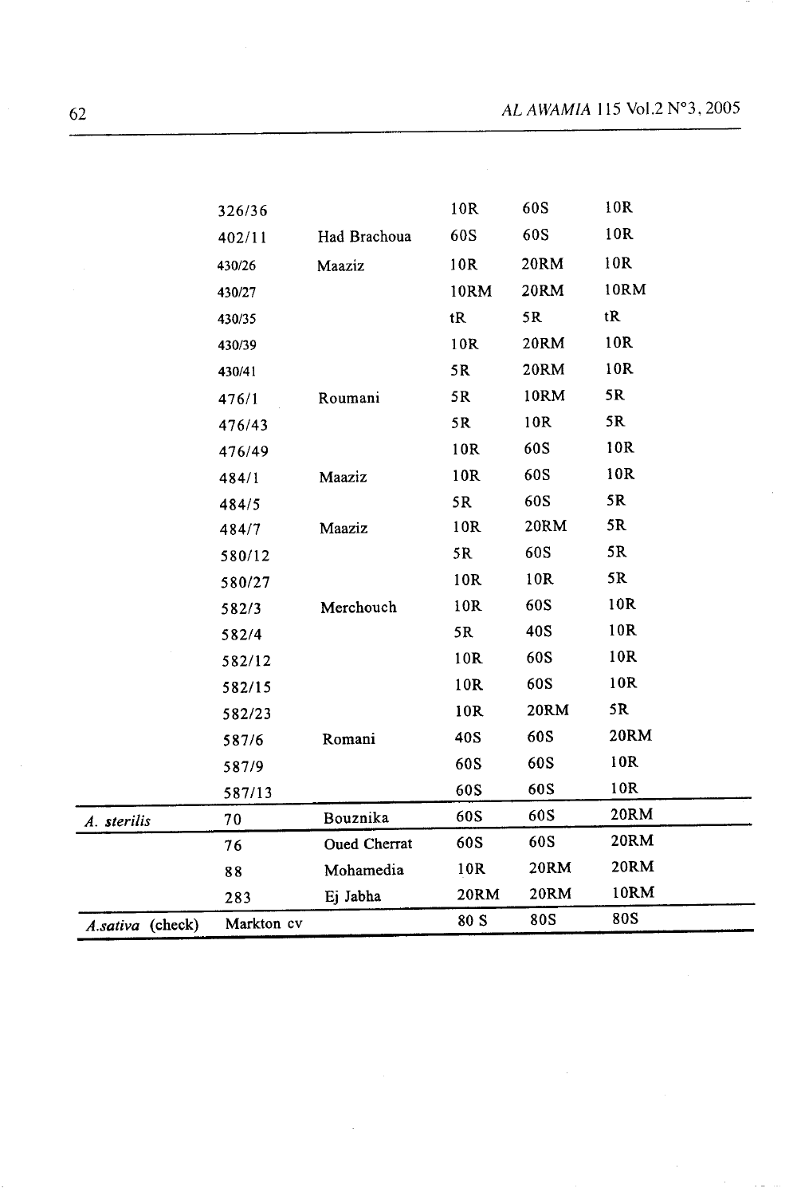| | | | | | |
|---|---|---|---|---|---|
| | 326/36 | | 10R | 60S | 10R |
| | 402/11 | Had Brachoua | 60S | 60S | 10R |
| | 430/26 | Maaziz | 10R | 20RM | 10R |
| | 430/27 | | 10RM | 20RM | 10RM |
| | 430/35 | | tR | 5R | tR |
| | 430/39 | | 10R | 20RM | 10R |
| | 430/41 | | 5R | 20RM | 10R |
| | 476/1 | Roumani | 5R | 10RM | 5R |
| | 476/43 | | 5R | 10R | 5R |
| | 476/49 | | 10R | 60S | 10R |
| | 484/1 | Maaziz | 10R | 60S | 10R |
| | 484/5 | | 5R | 60S | 5R |
| | 484/7 | Maaziz | 10R | 20RM | 5R |
| | 580/12 | | 5R | 60S | 5R |
| | 580/27 | | 10R | 10R | 5R |
| | 582/3 | Merchouch | 10R | 60S | 10R |
| | 582/4 | | 5R | 40S | 10R |
| | 582/12 | | 10R | 60S | 10R |
| | 582/15 | | 10R | 60S | 10R |
| | 582/23 | | 10R | 20RM | 5R |
| | 587/6 | Romani | 40S | 60S | 20RM |
| | 587/9 | | 60S | 60S | 10R |
| | 587/13 | | 60S | 60S | 10R |
| *A. sterilis* | 70 | Bouznika | 60S | 60S | 20RM |
| | 76 | Oued Cherrat | 60S | 60S | 20RM |
| | 88 | Mohamedia | 10R | 20RM | 20RM |
| | 283 | Ej Jabha | 20RM | 20RM | 10RM |
| *A.sativa* (check) | Markton cv | | 80 S | 80S | 80S |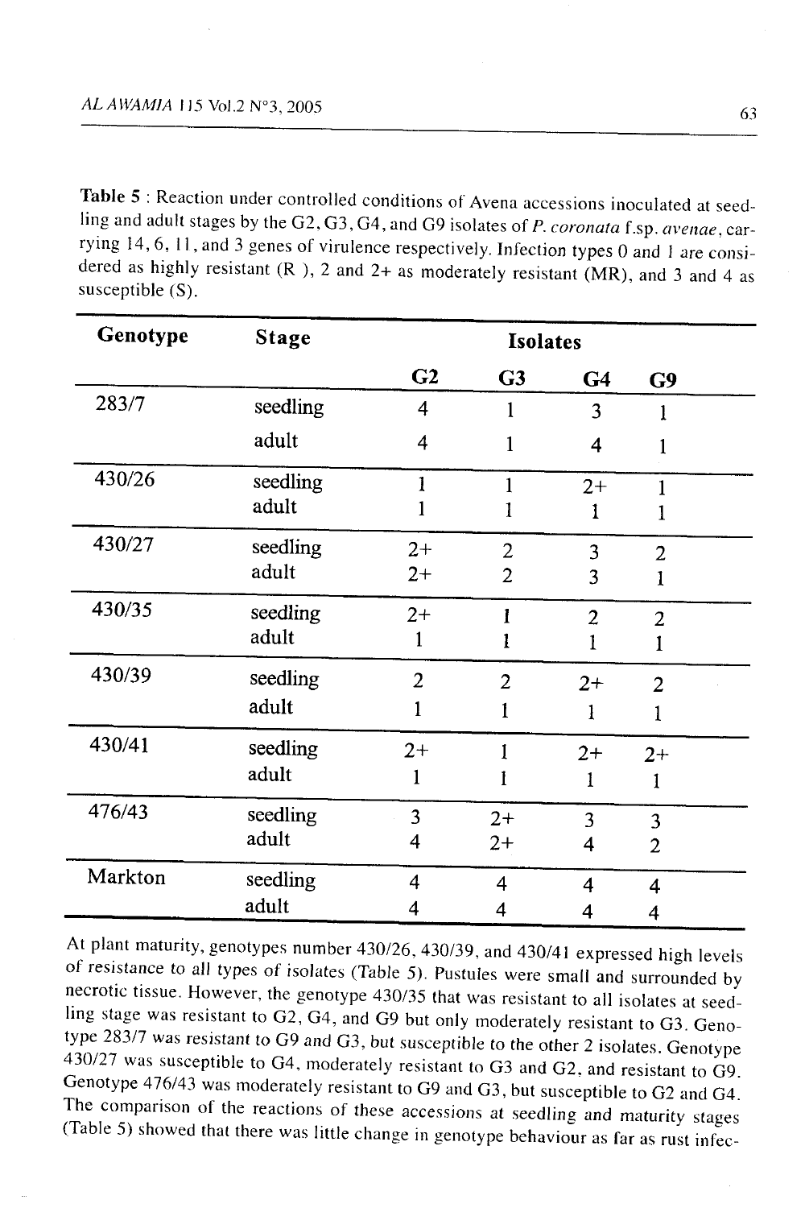**Table 5** : Reaction under controlled conditions of Avena accessions inoculated at seedling and adult stages by the G2, G3, G4, and G9 isolates of *P. coronata* f.sp. *avenae*, carrying 14, 6, 11, and 3 genes of virulence respectively. Infection types 0 and 1 are considered as highly resistant (R ), 2 and 2+ as moderately resistant (MR), and 3 and 4 as susceptible (S).

| Genotype | Stage | Isolates | | | |
|---|---|---|---|---|---|
| | | G2 | G3 | G4 | G9 |
| 283/7 | seedling | 4 | 1 | 3 | 1 |
| | adult | 4 | 1 | 4 | 1 |
| 430/26 | seedling | 1 | 1 | 2+ | 1 |
| | adult | 1 | 1 | 1 | 1 |
| 430/27 | seedling | 2+ | 2 | 3 | 2 |
| | adult | 2+ | 2 | 3 | 1 |
| 430/35 | seedling | 2+ | 1 | 2 | 2 |
| | adult | 1 | 1 | 1 | 1 |
| 430/39 | seedling | 2 | 2 | 2+ | 2 |
| | adult | 1 | 1 | 1 | 1 |
| 430/41 | seedling | 2+ | 1 | 2+ | 2+ |
| | adult | 1 | 1 | 1 | 1 |
| 476/43 | seedling | 3 | 2+ | 3 | 3 |
| | adult | 4 | 2+ | 4 | 2 |
| Markton | seedling | 4 | 4 | 4 | 4 |
| | adult | 4 | 4 | 4 | 4 |

At plant maturity, genotypes number 430/26, 430/39, and 430/41 expressed high levels of resistance to all types of isolates (Table 5). Pustules were small and surrounded by necrotic tissue. However, the genotype 430/35 that was resistant to all isolates at seedling stage was resistant to G2, G4, and G9 but only moderately resistant to G3. Genotype 283/7 was resistant to G9 and G3, but susceptible to the other 2 isolates. Genotype 430/27 was susceptible to G4, moderately resistant to G3 and G2, and resistant to G9. Genotype 476/43 was moderately resistant to G9 and G3, but susceptible to G2 and G4. The comparison of the reactions of these accessions at seedling and maturity stages (Table 5) showed that there was little change in genotype behaviour as far as rust infec-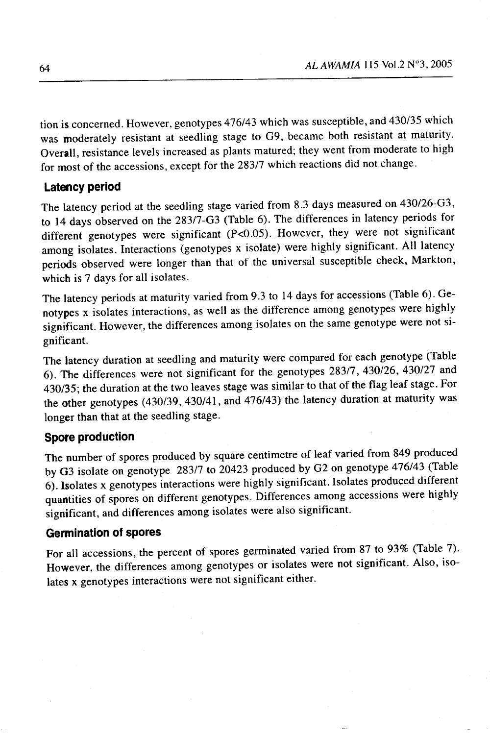tion is concerned. However, genotypes 476/43 which was susceptible, and 430/35 which was moderately resistant at seedling stage to G9, became both resistant at maturity. Overall, resistance levels increased as plants matured; they went from moderate to high for most of the accessions, except for the 283/7 which reactions did not change.

### Latency period

The latency period at the seedling stage varied from 8.3 days measured on 430/26-G3, to 14 days observed on the 283/7-G3 (Table 6). The differences in latency periods for different genotypes were significant ($P<0.05$). However, they were not significant among isolates. Interactions (genotypes x isolate) were highly significant. All latency periods observed were longer than that of the universal susceptible check, Markton, which is 7 days for all isolates.

The latency periods at maturity varied from 9.3 to 14 days for accessions (Table 6). Genotypes x isolates interactions, as well as the difference among genotypes were highly significant. However, the differences among isolates on the same genotype were not significant.

The latency duration at seedling and maturity were compared for each genotype (Table 6). The differences were not significant for the genotypes 283/7, 430/26, 430/27 and 430/35; the duration at the two leaves stage was similar to that of the flag leaf stage. For the other genotypes (430/39, 430/41, and 476/43) the latency duration at maturity was longer than that at the seedling stage.

### Spore production

The number of spores produced by square centimetre of leaf varied from 849 produced by G3 isolate on genotype 283/7 to 20423 produced by G2 on genotype 476/43 (Table 6). Isolates x genotypes interactions were highly significant. Isolates produced different quantities of spores on different genotypes. Differences among accessions were highly significant, and differences among isolates were also significant.

### Germination of spores

For all accessions, the percent of spores germinated varied from 87 to 93% (Table 7). However, the differences among genotypes or isolates were not significant. Also, isolates x genotypes interactions were not significant either.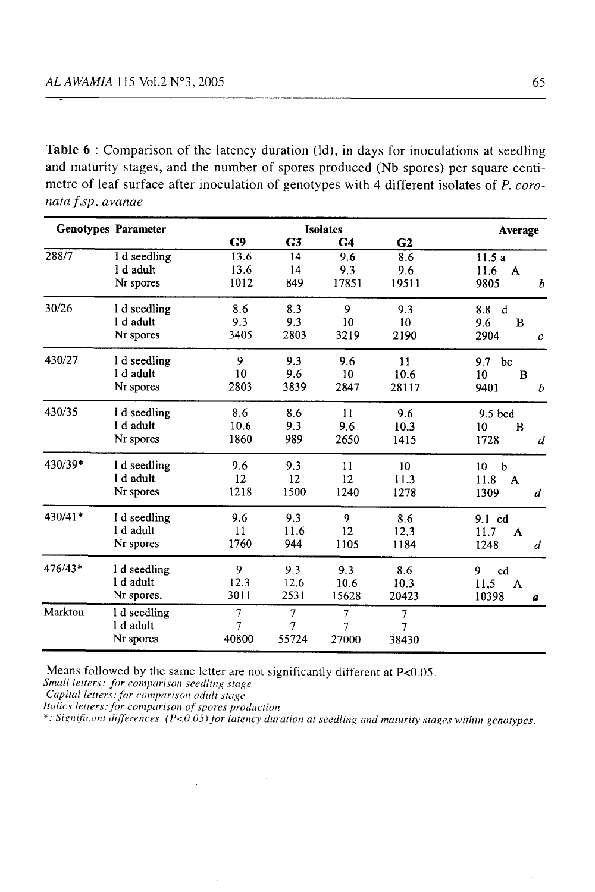**Table 6** : Comparison of the latency duration (ld), in days for inoculations at seedling and maturity stages, and the number of spores produced (Nb spores) per square centimetre of leaf surface after inoculation of genotypes with 4 different isolates of *P. coronata f.sp. avanae*

| Genotypes | Parameter | Isolates | | | | Average |
|---|---|---|---|---|---|---|
| | | G9 | G3 | G4 | G2 | |
| 288/7 | l d seedling | 13.6 | 14 | 9.6 | 8.6 | 11.5 a |
| | l d adult | 13.6 | 14 | 9.3 | 9.6 | 11.6 A |
| | Nr spores | 1012 | 849 | 17851 | 19511 | 9805 *b* |
| 30/26 | l d seedling | 8.6 | 8.3 | 9 | 9.3 | 8.8 d |
| | l d adult | 9.3 | 9.3 | 10 | 10 | 9.6 B |
| | Nr spores | 3405 | 2803 | 3219 | 2190 | 2904 *c* |
| 430/27 | l d seedling | 9 | 9.3 | 9.6 | 11 | 9.7 bc |
| | l d adult | 10 | 9.6 | 10 | 10.6 | 10 B |
| | Nr spores | 2803 | 3839 | 2847 | 28117 | 9401 *b* |
| 430/35 | l d seedling | 8.6 | 8.6 | 11 | 9.6 | 9.5 bcd |
| | l d adult | 10.6 | 9.3 | 9.6 | 10.3 | 10 B |
| | Nr spores | 1860 | 989 | 2650 | 1415 | 1728 *d* |
| 430/39* | l d seedling | 9.6 | 9.3 | 11 | 10 | 10 b |
| | l d adult | 12 | 12 | 12 | 11.3 | 11.8 A |
| | Nr spores | 1218 | 1500 | 1240 | 1278 | 1309 *d* |
| 430/41* | l d seedling | 9.6 | 9.3 | 9 | 8.6 | 9.1 cd |
| | l d adult | 11 | 11.6 | 12 | 12.3 | 11.7 A |
| | Nr spores | 1760 | 944 | 1105 | 1184 | 1248 *d* |
| 476/43* | l d seedling | 9 | 9.3 | 9.3 | 8.6 | 9 cd |
| | l d adult | 12.3 | 12.6 | 10.6 | 10.3 | 11,5 A |
| | Nr spores. | 3011 | 2531 | 15628 | 20423 | 10398 *a* |
| Markton | l d seedling | 7 | 7 | 7 | 7 | |
| | l d adult | 7 | 7 | 7 | 7 | |
| | Nr spores | 40800 | 55724 | 27000 | 38430 | |

Means followed by the same letter are not significantly different at P<0.05.
*Small letters: for comparison seedling stage*
*Capital letters: for comparison adult stage*
*Italics letters: for comparison of spores production*
*\*: Significant differences (P<0.05) for latency duration at seedling and maturity stages within genotypes.*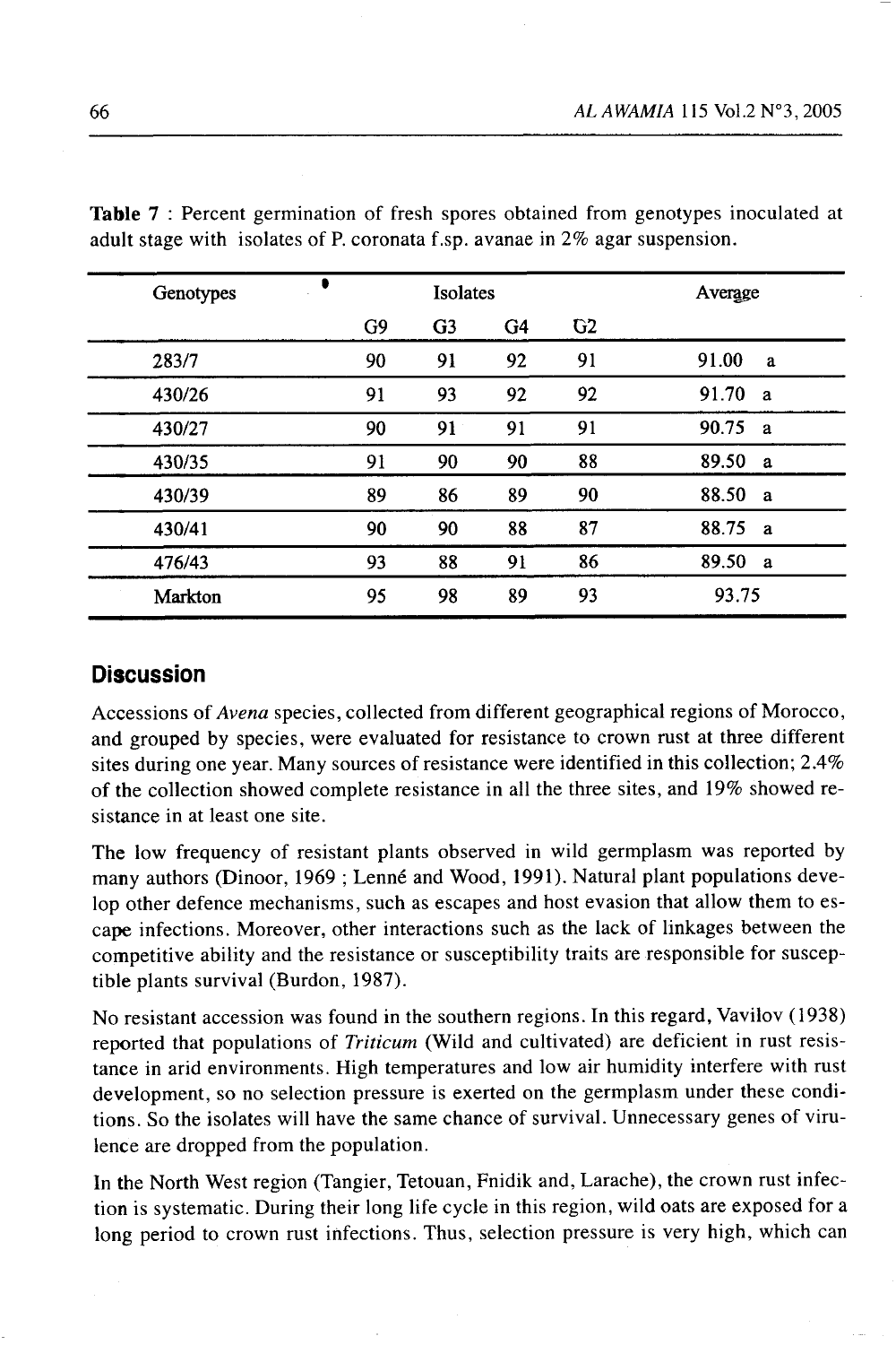**Table 7** : Percent germination of fresh spores obtained from genotypes inoculated at adult stage with isolates of P. coronata f.sp. avanae in 2% agar suspension.

| Genotypes | Isolates | | | | Average |
|---|---|---|---|---|---|
| | G9 | G3 | G4 | G2 | |
| 283/7 | 90 | 91 | 92 | 91 | 91.00 a |
| 430/26 | 91 | 93 | 92 | 92 | 91.70 a |
| 430/27 | 90 | 91 | 91 | 91 | 90.75 a |
| 430/35 | 91 | 90 | 90 | 88 | 89.50 a |
| 430/39 | 89 | 86 | 89 | 90 | 88.50 a |
| 430/41 | 90 | 90 | 88 | 87 | 88.75 a |
| 476/43 | 93 | 88 | 91 | 86 | 89.50 a |
| Markton | 95 | 98 | 89 | 93 | 93.75 |

## Discussion

Accessions of *Avena* species, collected from different geographical regions of Morocco, and grouped by species, were evaluated for resistance to crown rust at three different sites during one year. Many sources of resistance were identified in this collection; 2.4% of the collection showed complete resistance in all the three sites, and 19% showed resistance in at least one site.

The low frequency of resistant plants observed in wild germplasm was reported by many authors (Dinoor, 1969 ; Lenné and Wood, 1991). Natural plant populations develop other defence mechanisms, such as escapes and host evasion that allow them to escape infections. Moreover, other interactions such as the lack of linkages between the competitive ability and the resistance or susceptibility traits are responsible for susceptible plants survival (Burdon, 1987).

No resistant accession was found in the southern regions. In this regard, Vavilov (1938) reported that populations of *Triticum* (Wild and cultivated) are deficient in rust resistance in arid environments. High temperatures and low air humidity interfere with rust development, so no selection pressure is exerted on the germplasm under these conditions. So the isolates will have the same chance of survival. Unnecessary genes of virulence are dropped from the population.

In the North West region (Tangier, Tetouan, Fnidik and, Larache), the crown rust infection is systematic. During their long life cycle in this region, wild oats are exposed for a long period to crown rust infections. Thus, selection pressure is very high, which can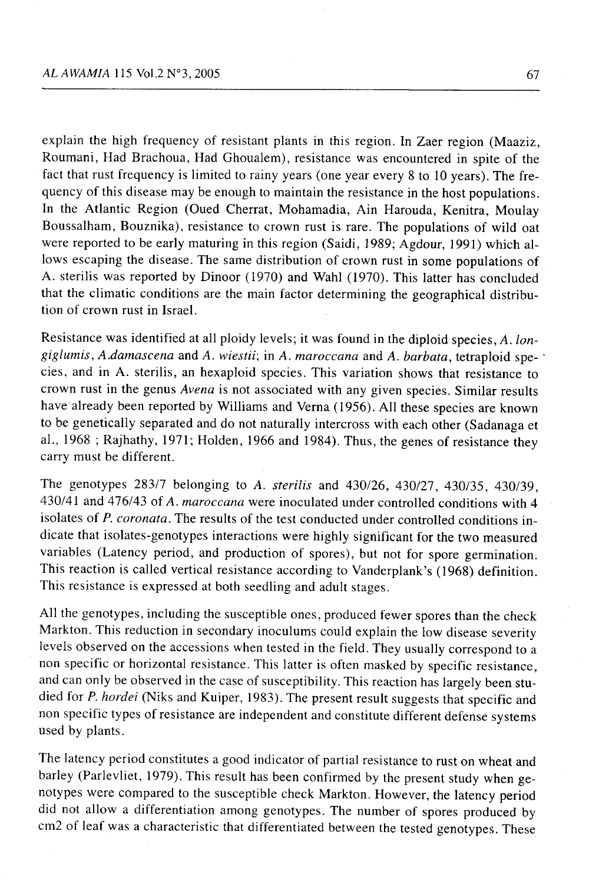explain the high frequency of resistant plants in this region. In Zaer region (Maaziz, Roumani, Had Brachoua, Had Ghoualem), resistance was encountered in spite of the fact that rust frequency is limited to rainy years (one year every 8 to 10 years). The frequency of this disease may be enough to maintain the resistance in the host populations. In the Atlantic Region (Oued Cherrat, Mohamadia, Ain Harouda, Kenitra, Moulay Boussalham, Bouznika), resistance to crown rust is rare. The populations of wild oat were reported to be early maturing in this region (Saidi, 1989; Agdour, 1991) which allows escaping the disease. The same distribution of crown rust in some populations of A. sterilis was reported by Dinoor (1970) and Wahl (1970). This latter has concluded that the climatic conditions are the main factor determining the geographical distribution of crown rust in Israel.

Resistance was identified at all ploidy levels; it was found in the diploid species, *A. longiglumis*, *A.damascena* and *A. wiestii*; in *A. maroccana* and *A. barbata*, tetraploid species, and in A. sterilis, an hexaploid species. This variation shows that resistance to crown rust in the genus *Avena* is not associated with any given species. Similar results have already been reported by Williams and Verna (1956). All these species are known to be genetically separated and do not naturally intercross with each other (Sadanaga et al., 1968 ; Rajhathy, 1971; Holden, 1966 and 1984). Thus, the genes of resistance they carry must be different.

The genotypes 283/7 belonging to *A. sterilis* and 430/26, 430/27, 430/35, 430/39, 430/41 and 476/43 of *A. maroccana* were inoculated under controlled conditions with 4 isolates of *P. coronata*. The results of the test conducted under controlled conditions indicate that isolates-genotypes interactions were highly significant for the two measured variables (Latency period, and production of spores), but not for spore germination. This reaction is called vertical resistance according to Vanderplank's (1968) definition. This resistance is expressed at both seedling and adult stages.

All the genotypes, including the susceptible ones, produced fewer spores than the check Markton. This reduction in secondary inoculums could explain the low disease severity levels observed on the accessions when tested in the field. They usually correspond to a non specific or horizontal resistance. This latter is often masked by specific resistance, and can only be observed in the case of susceptibility. This reaction has largely been studied for *P. hordei* (Niks and Kuiper, 1983). The present result suggests that specific and non specific types of resistance are independent and constitute different defense systems used by plants.

The latency period constitutes a good indicator of partial resistance to rust on wheat and barley (Parlevliet, 1979). This result has been confirmed by the present study when genotypes were compared to the susceptible check Markton. However, the latency period did not allow a differentiation among genotypes. The number of spores produced by cm2 of leaf was a characteristic that differentiated between the tested genotypes. These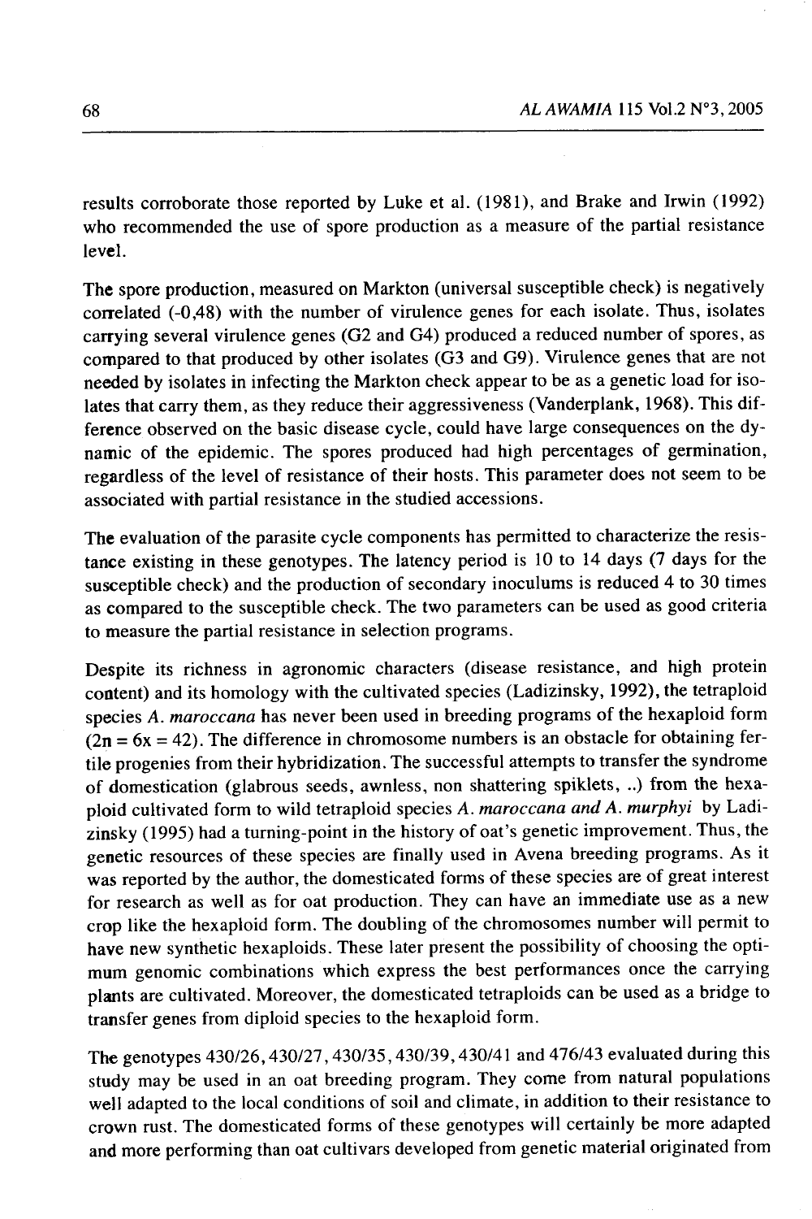results corroborate those reported by Luke et al. (1981), and Brake and Irwin (1992) who recommended the use of spore production as a measure of the partial resistance level.

The spore production, measured on Markton (universal susceptible check) is negatively correlated (-0,48) with the number of virulence genes for each isolate. Thus, isolates carrying several virulence genes (G2 and G4) produced a reduced number of spores, as compared to that produced by other isolates (G3 and G9). Virulence genes that are not needed by isolates in infecting the Markton check appear to be as a genetic load for isolates that carry them, as they reduce their aggressiveness (Vanderplank, 1968). This difference observed on the basic disease cycle, could have large consequences on the dynamic of the epidemic. The spores produced had high percentages of germination, regardless of the level of resistance of their hosts. This parameter does not seem to be associated with partial resistance in the studied accessions.

The evaluation of the parasite cycle components has permitted to characterize the resistance existing in these genotypes. The latency period is 10 to 14 days (7 days for the susceptible check) and the production of secondary inoculums is reduced 4 to 30 times as compared to the susceptible check. The two parameters can be used as good criteria to measure the partial resistance in selection programs.

Despite its richness in agronomic characters (disease resistance, and high protein content) and its homology with the cultivated species (Ladizinsky, 1992), the tetraploid species *A. maroccana* has never been used in breeding programs of the hexaploid form ($2n = 6x = 42$). The difference in chromosome numbers is an obstacle for obtaining fertile progenies from their hybridization. The successful attempts to transfer the syndrome of domestication (glabrous seeds, awnless, non shattering spiklets, ..) from the hexaploid cultivated form to wild tetraploid species *A. maroccana and A. murphyi* by Ladizinsky (1995) had a turning-point in the history of oat's genetic improvement. Thus, the genetic resources of these species are finally used in Avena breeding programs. As it was reported by the author, the domesticated forms of these species are of great interest for research as well as for oat production. They can have an immediate use as a new crop like the hexaploid form. The doubling of the chromosomes number will permit to have new synthetic hexaploids. These later present the possibility of choosing the optimum genomic combinations which express the best performances once the carrying plants are cultivated. Moreover, the domesticated tetraploids can be used as a bridge to transfer genes from diploid species to the hexaploid form.

The genotypes 430/26, 430/27, 430/35, 430/39, 430/41 and 476/43 evaluated during this study may be used in an oat breeding program. They come from natural populations well adapted to the local conditions of soil and climate, in addition to their resistance to crown rust. The domesticated forms of these genotypes will certainly be more adapted and more performing than oat cultivars developed from genetic material originated from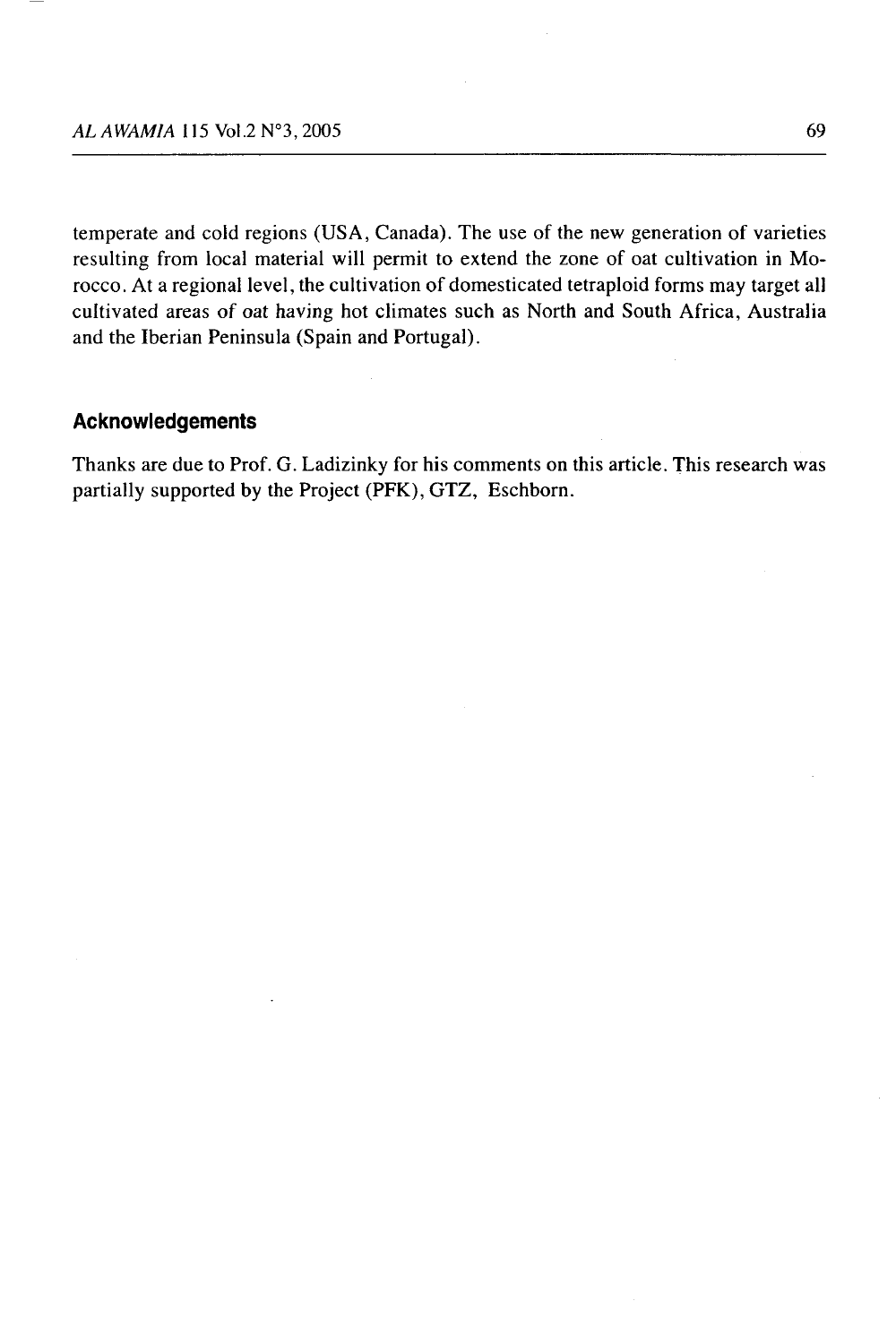temperate and cold regions (USA, Canada). The use of the new generation of varieties resulting from local material will permit to extend the zone of oat cultivation in Morocco. At a regional level, the cultivation of domesticated tetraploid forms may target all cultivated areas of oat having hot climates such as North and South Africa, Australia and the Iberian Peninsula (Spain and Portugal).

## Acknowledgements

Thanks are due to Prof. G. Ladizinky for his comments on this article. This research was partially supported by the Project (PFK), GTZ, Eschborn.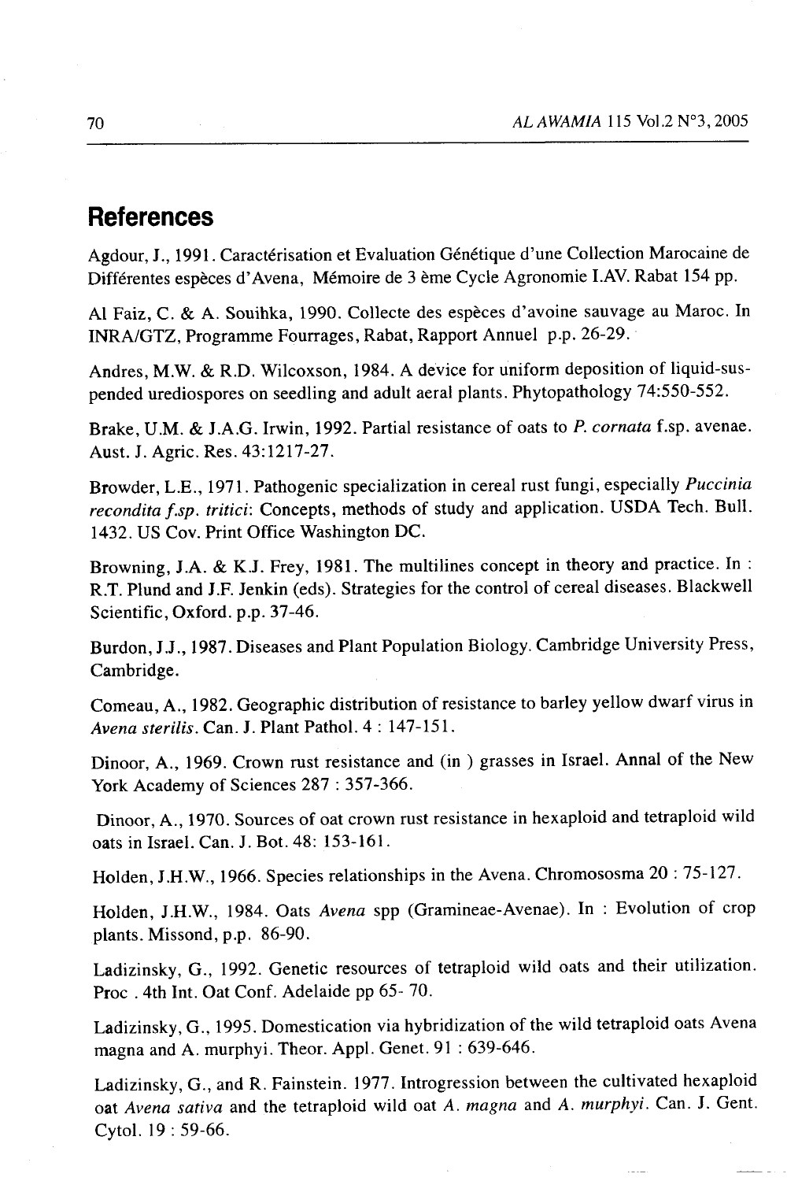## References

Agdour, J., 1991. Caractérisation et Evaluation Génétique d'une Collection Marocaine de Différentes espèces d'Avena, Mémoire de 3 ème Cycle Agronomie I.AV. Rabat 154 pp.

Al Faiz, C. & A. Souihka, 1990. Collecte des espèces d'avoine sauvage au Maroc. In INRA/GTZ, Programme Fourrages, Rabat, Rapport Annuel p.p. 26-29.

Andres, M.W. & R.D. Wilcoxson, 1984. A device for uniform deposition of liquid-suspended urediospores on seedling and adult aeral plants. Phytopathology 74:550-552.

Brake, U.M. & J.A.G. Irwin, 1992. Partial resistance of oats to *P. cornata* f.sp. avenae. Aust. J. Agric. Res. 43:1217-27.

Browder, L.E., 1971. Pathogenic specialization in cereal rust fungi, especially *Puccinia recondita f.sp. tritici*: Concepts, methods of study and application. USDA Tech. Bull. 1432. US Cov. Print Office Washington DC.

Browning, J.A. & K.J. Frey, 1981. The multilines concept in theory and practice. In : R.T. Plund and J.F. Jenkin (eds). Strategies for the control of cereal diseases. Blackwell Scientific, Oxford. p.p. 37-46.

Burdon, J.J., 1987. Diseases and Plant Population Biology. Cambridge University Press, Cambridge.

Comeau, A., 1982. Geographic distribution of resistance to barley yellow dwarf virus in *Avena sterilis*. Can. J. Plant Pathol. 4 : 147-151.

Dinoor, A., 1969. Crown rust resistance and (in ) grasses in Israel. Annal of the New York Academy of Sciences 287 : 357-366.

Dinoor, A., 1970. Sources of oat crown rust resistance in hexaploid and tetraploid wild oats in Israel. Can. J. Bot. 48: 153-161.

Holden, J.H.W., 1966. Species relationships in the Avena. Chromososma 20 : 75-127.

Holden, J.H.W., 1984. Oats *Avena* spp (Gramineae-Avenae). In : Evolution of crop plants. Missond, p.p. 86-90.

Ladizinsky, G., 1992. Genetic resources of tetraploid wild oats and their utilization. Proc . 4th Int. Oat Conf. Adelaide pp 65- 70.

Ladizinsky, G., 1995. Domestication via hybridization of the wild tetraploid oats Avena magna and A. murphyi. Theor. Appl. Genet. 91 : 639-646.

Ladizinsky, G., and R. Fainstein. 1977. Introgression between the cultivated hexaploid oat *Avena sativa* and the tetraploid wild oat *A. magna* and *A. murphyi*. Can. J. Gent. Cytol. 19 : 59-66.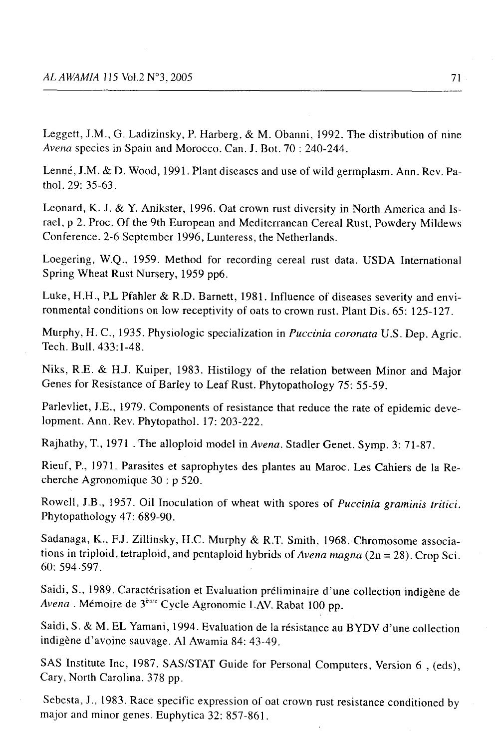Leggett, J.M., G. Ladizinsky, P. Harberg, & M. Obanni, 1992. The distribution of nine *Avena* species in Spain and Morocco. Can. J. Bot. 70 : 240-244.

Lenné, J.M. & D. Wood, 1991. Plant diseases and use of wild germplasm. Ann. Rev. Pathol. 29: 35-63.

Leonard, K. J. & Y. Anikster, 1996. Oat crown rust diversity in North America and Israel, p 2. Proc. Of the 9th European and Mediterranean Cereal Rust, Powdery Mildews Conference. 2-6 September 1996, Lunteress, the Netherlands.

Loegering, W.Q., 1959. Method for recording cereal rust data. USDA International Spring Wheat Rust Nursery, 1959 pp6.

Luke, H.H., P.L Pfahler & R.D. Barnett, 1981. Influence of diseases severity and environmental conditions on low receptivity of oats to crown rust. Plant Dis. 65: 125-127.

Murphy, H. C., 1935. Physiologic specialization in *Puccinia coronata* U.S. Dep. Agric. Tech. Bull. 433:1-48.

Niks, R.E. & H.J. Kuiper, 1983. Histilogy of the relation between Minor and Major Genes for Resistance of Barley to Leaf Rust. Phytopathology 75: 55-59.

Parlevliet, J.E., 1979. Components of resistance that reduce the rate of epidemic development. Ann. Rev. Phytopathol. 17: 203-222.

Rajhathy, T., 1971 . The alloploid model in *Avena*. Stadler Genet. Symp. 3: 71-87.

Rieuf, P., 1971. Parasites et saprophytes des plantes au Maroc. Les Cahiers de la Recherche Agronomique 30 : p 520.

Rowell, J.B., 1957. Oil Inoculation of wheat with spores of *Puccinia graminis tritici*. Phytopathology 47: 689-90.

Sadanaga, K., F.J. Zillinsky, H.C. Murphy & R.T. Smith, 1968. Chromosome associations in triploid, tetraploid, and pentaploid hybrids of *Avena magna* (2n = 28). Crop Sci. 60: 594-597.

Saidi, S., 1989. Caractérisation et Evaluation préliminaire d'une collection indigène de *Avena* . Mémoire de 3ème Cycle Agronomie I.AV. Rabat 100 pp.

Saidi, S. & M. EL Yamani, 1994. Evaluation de la résistance au BYDV d'une collection indigène d'avoine sauvage. Al Awamia 84: 43-49.

SAS Institute Inc, 1987. SAS/STAT Guide for Personal Computers, Version 6 , (eds), Cary, North Carolina. 378 pp.

Sebesta, J., 1983. Race specific expression of oat crown rust resistance conditioned by major and minor genes. Euphytica 32: 857-861.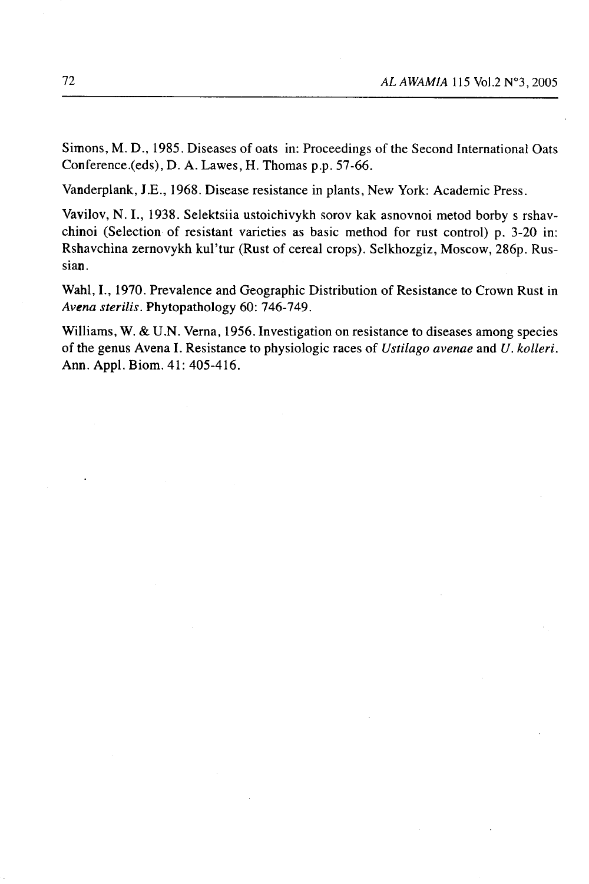Simons, M. D., 1985. Diseases of oats in: Proceedings of the Second International Oats Conference.(eds), D. A. Lawes, H. Thomas p.p. 57-66.

Vanderplank, J.E., 1968. Disease resistance in plants, New York: Academic Press.

Vavilov, N. I., 1938. Selektsiia ustoichivykh sorov kak asnovnoi metod borby s rshavchinoi (Selection of resistant varieties as basic method for rust control) p. 3-20 in: Rshavchina zernovykh kul'tur (Rust of cereal crops). Selkhozgiz, Moscow, 286p. Russian.

Wahl, I., 1970. Prevalence and Geographic Distribution of Resistance to Crown Rust in *Avena sterilis*. Phytopathology 60: 746-749.

Williams, W. & U.N. Verna, 1956. Investigation on resistance to diseases among species of the genus Avena I. Resistance to physiologic races of *Ustilago avenae* and *U. kolleri*. Ann. Appl. Biom. 41: 405-416.